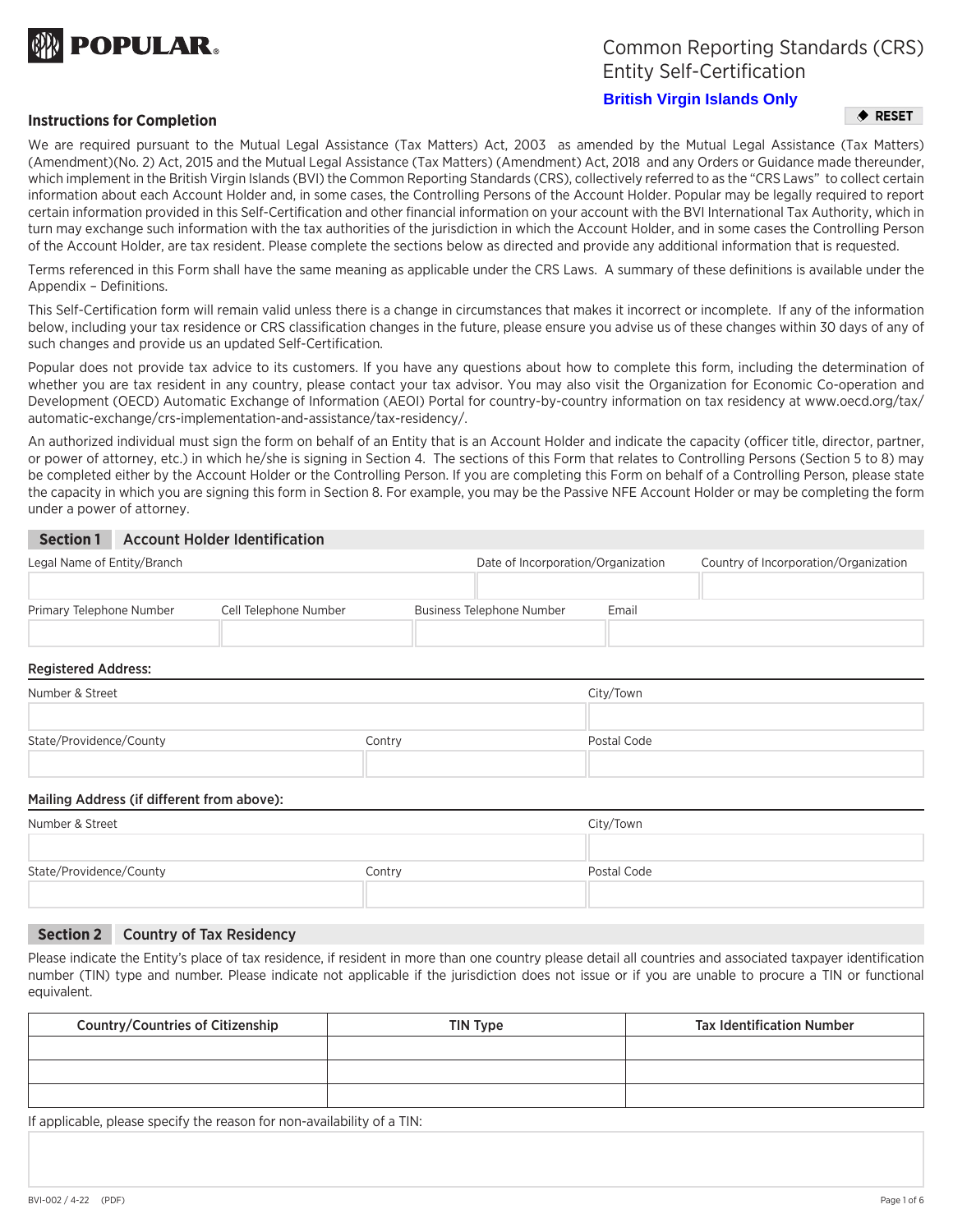**POPULAR.**

# Common Reporting Standards (CRS) Entity Self-Certification

**British Virgin Islands Only**

RESET

### Instructions for Completion

We are required pursuant to the Mutual Legal Assistance (Tax Matters) Act, 2003 as amended by the Mutual Legal Assistance (Tax Matters) (Amendment)(No. 2) Act, 2015 and the Mutual Legal Assistance (Tax Matters) (Amendment) Act, 2018 and any Orders or Guidance made thereunder, which implement in the British Virgin Islands (BVI) the Common Reporting Standards (CRS), collectively referred to as the "CRS Laws" to collect certain information about each Account Holder and, in some cases, the Controlling Persons of the Account Holder. Popular may be legally required to report certain information provided in this Self-Certification and other financial information on your account with the BVI International Tax Authority, which in turn may exchange such information with the tax authorities of the jurisdiction in which the Account Holder, and in some cases the Controlling Person of the Account Holder, are tax resident. Please complete the sections below as directed and provide any additional information that is requested.

Terms referenced in this Form shall have the same meaning as applicable under the CRS Laws. A summary of these definitions is available under the Appendix – Definitions.

This Self-Certification form will remain valid unless there is a change in circumstances that makes it incorrect or incomplete. If any of the information below, including your tax residence or CRS classification changes in the future, please ensure you advise us of these changes within 30 days of any of such changes and provide us an updated Self-Certification.

Popular does not provide tax advice to its customers. If you have any questions about how to complete this form, including the determination of whether you are tax resident in any country, please contact your tax advisor. You may also visit the Organization for Economic Co-operation and Development (OECD) Automatic Exchange of Information (AEOI) Portal for country-by-country information on tax residency at www.oecd.org/tax/automatic-exchange/crs-implementation-and-assistance/tax-residency/.

An authorized individual must sign the form on behalf of an Entity that is an Account Holder and indicate the capacity (officer title, director, partner, or power of attorney, etc.) in which he/she is signing in Section 4. The sections of this Form that relates to Controlling Persons (Section 5 to 8) may be completed either by the Account Holder or the Controlling Person. If you are completing this Form on behalf of a Controlling Person, please state the capacity in which you are signing this form in Section 8. For example, you may be the Passive NFE Account Holder or may be completing the form under a power of attorney.

## Section 1 Account Holder Identification

| Legal Name of Entity/Branch | Date of Incorporation/Organization | Country of Incorporation/Organization |
|---|---|---|
| | | |

| Primary Telephone Number | Cell Telephone Number | Business Telephone Number | Email |
|---|---|---|---|
| | | | |

**Registered Address:**

| Number & Street | City/Town |
|---|---|
| | |

| State/Providence/County | Contry | Postal Code |
|---|---|---|
| | | |

**Mailing Address (if different from above):**

| Number & Street | City/Town |
|---|---|
| | |

| State/Providence/County | Contry | Postal Code |
|---|---|---|
| | | |

## Section 2 Country of Tax Residency

Please indicate the Entity's place of tax residence, if resident in more than one country please detail all countries and associated taxpayer identification number (TIN) type and number. Please indicate not applicable if the jurisdiction does not issue or if you are unable to procure a TIN or functional equivalent.

| Country/Countries of Citizenship | TIN Type | Tax Identification Number |
|---|---|---|
| | | |
| | | |
| | | |

If applicable, please specify the reason for non-availability of a TIN:

BVI-002 / 4-22 (PDF)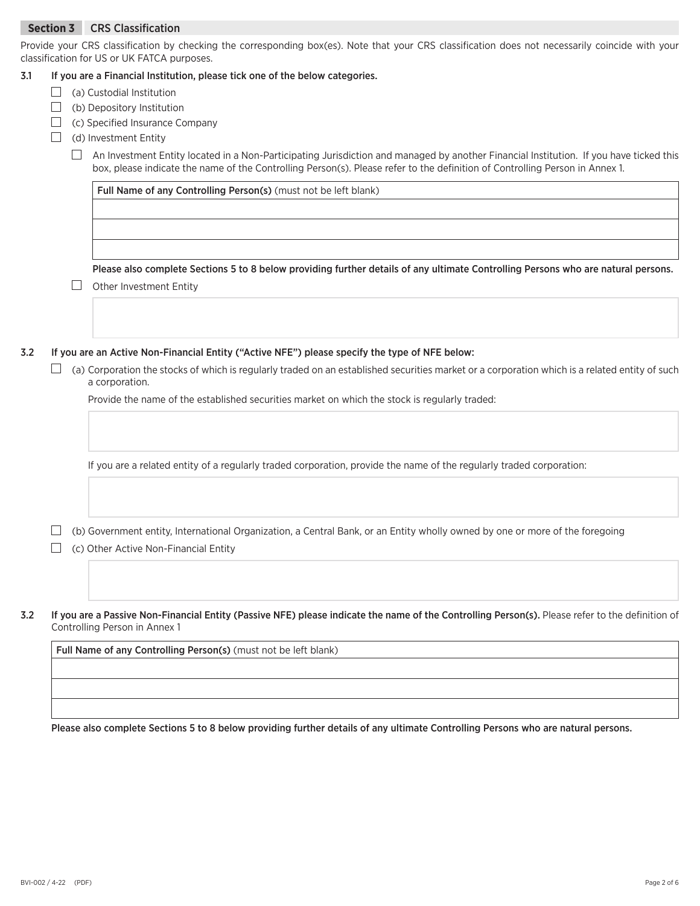## Section 3 CRS Classification

Provide your CRS classification by checking the corresponding box(es). Note that your CRS classification does not necessarily coincide with your classification for US or UK FATCA purposes.

**3.1 If you are a Financial Institution, please tick one of the below categories.**

- ☐ (a) Custodial Institution
- ☐ (b) Depository Institution
- ☐ (c) Specified Insurance Company
- ☐ (d) Investment Entity
  - ☐ An Investment Entity located in a Non-Participating Jurisdiction and managed by another Financial Institution. If you have ticked this box, please indicate the name of the Controlling Person(s). Please refer to the definition of Controlling Person in Annex 1.

| **Full Name of any Controlling Person(s)** (must not be left blank) |
| --- |
| |
| |
| |

**Please also complete Sections 5 to 8 below providing further details of any ultimate Controlling Persons who are natural persons.**

  - ☐ Other Investment Entity

**3.2 If you are an Active Non-Financial Entity ("Active NFE") please specify the type of NFE below:**

- ☐ (a) Corporation the stocks of which is regularly traded on an established securities market or a corporation which is a related entity of such a corporation.

  Provide the name of the established securities market on which the stock is regularly traded:

  If you are a related entity of a regularly traded corporation, provide the name of the regularly traded corporation:

- ☐ (b) Government entity, International Organization, a Central Bank, or an Entity wholly owned by one or more of the foregoing
- ☐ (c) Other Active Non-Financial Entity

**3.2 If you are a Passive Non-Financial Entity (Passive NFE) please indicate the name of the Controlling Person(s).** Please refer to the definition of Controlling Person in Annex 1

| **Full Name of any Controlling Person(s)** (must not be left blank) |
| --- |
| |
| |
| |

**Please also complete Sections 5 to 8 below providing further details of any ultimate Controlling Persons who are natural persons.**

BVI-002 / 4-22 (PDF)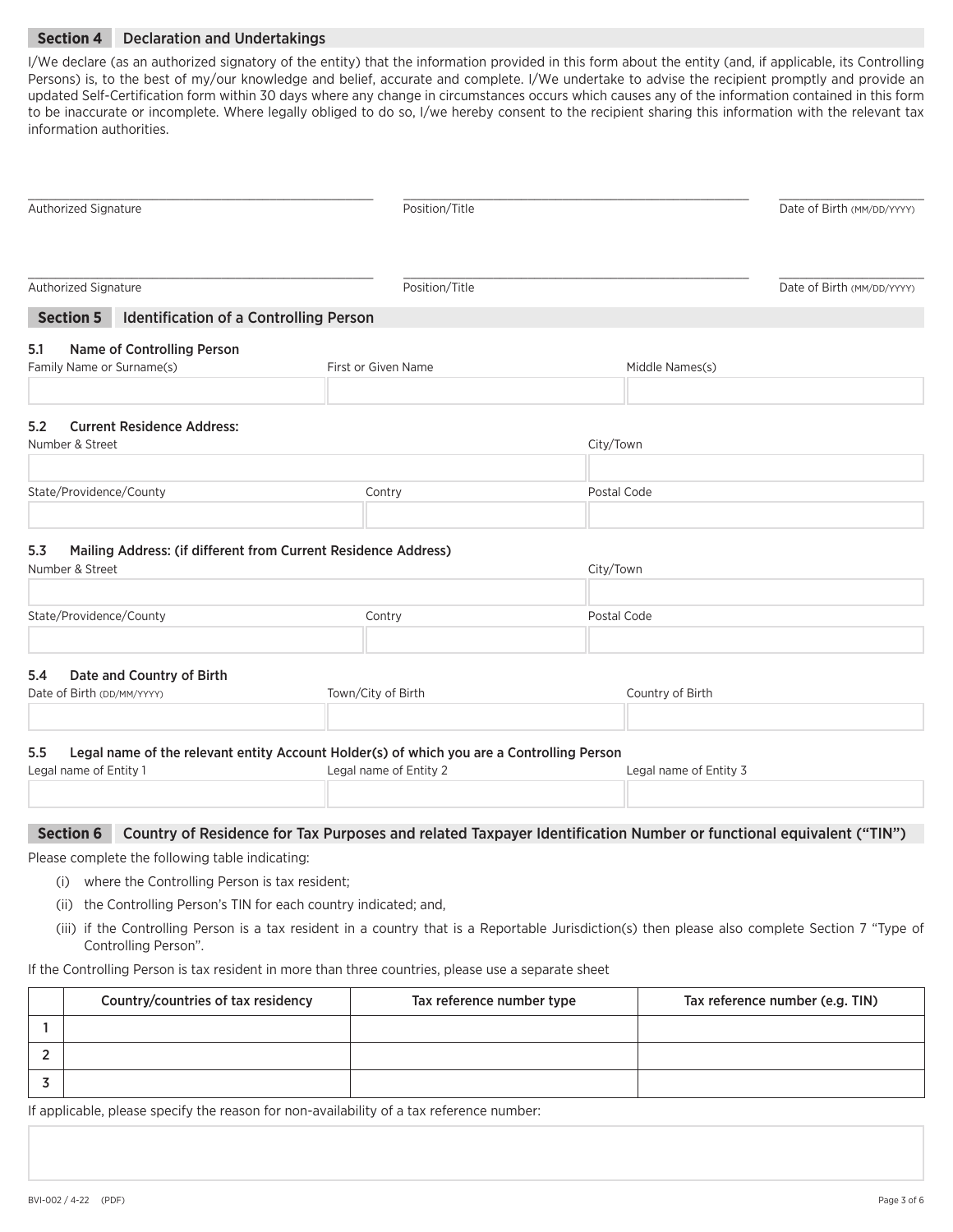## Section 4 Declaration and Undertakings

I/We declare (as an authorized signatory of the entity) that the information provided in this form about the entity (and, if applicable, its Controlling Persons) is, to the best of my/our knowledge and belief, accurate and complete. I/We undertake to advise the recipient promptly and provide an updated Self-Certification form within 30 days where any change in circumstances occurs which causes any of the information contained in this form to be inaccurate or incomplete. Where legally obliged to do so, I/we hereby consent to the recipient sharing this information with the relevant tax information authorities.

| Authorized Signature | Position/Title | Date of Birth (MM/DD/YYYY) |
|---|---|---|
| | | |
| | | |

## Section 5 Identification of a Controlling Person

**5.1 Name of Controlling Person**

| Family Name or Surname(s) | First or Given Name | Middle Names(s) |
|---|---|---|
| | | |

**5.2 Current Residence Address:**

| Number & Street | City/Town |
|---|---|
| | |

| State/Providence/County | Contry | Postal Code |
|---|---|---|
| | | |

**5.3 Mailing Address: (if different from Current Residence Address)**

| Number & Street | City/Town |
|---|---|
| | |

| State/Providence/County | Contry | Postal Code |
|---|---|---|
| | | |

**5.4 Date and Country of Birth**

| Date of Birth (DD/MM/YYYY) | Town/City of Birth | Country of Birth |
|---|---|---|
| | | |

**5.5 Legal name of the relevant entity Account Holder(s) of which you are a Controlling Person**

| Legal name of Entity 1 | Legal name of Entity 2 | Legal name of Entity 3 |
|---|---|---|
| | | |

## Section 6 Country of Residence for Tax Purposes and related Taxpayer Identification Number or functional equivalent ("TIN")

Please complete the following table indicating:

(i) where the Controlling Person is tax resident;

(ii) the Controlling Person's TIN for each country indicated; and,

(iii) if the Controlling Person is a tax resident in a country that is a Reportable Jurisdiction(s) then please also complete Section 7 "Type of Controlling Person".

If the Controlling Person is tax resident in more than three countries, please use a separate sheet

| | Country/countries of tax residency | Tax reference number type | Tax reference number (e.g. TIN) |
|---|---|---|---|
| 1 | | | |
| 2 | | | |
| 3 | | | |

If applicable, please specify the reason for non-availability of a tax reference number:

BVI-002 / 4-22 (PDF)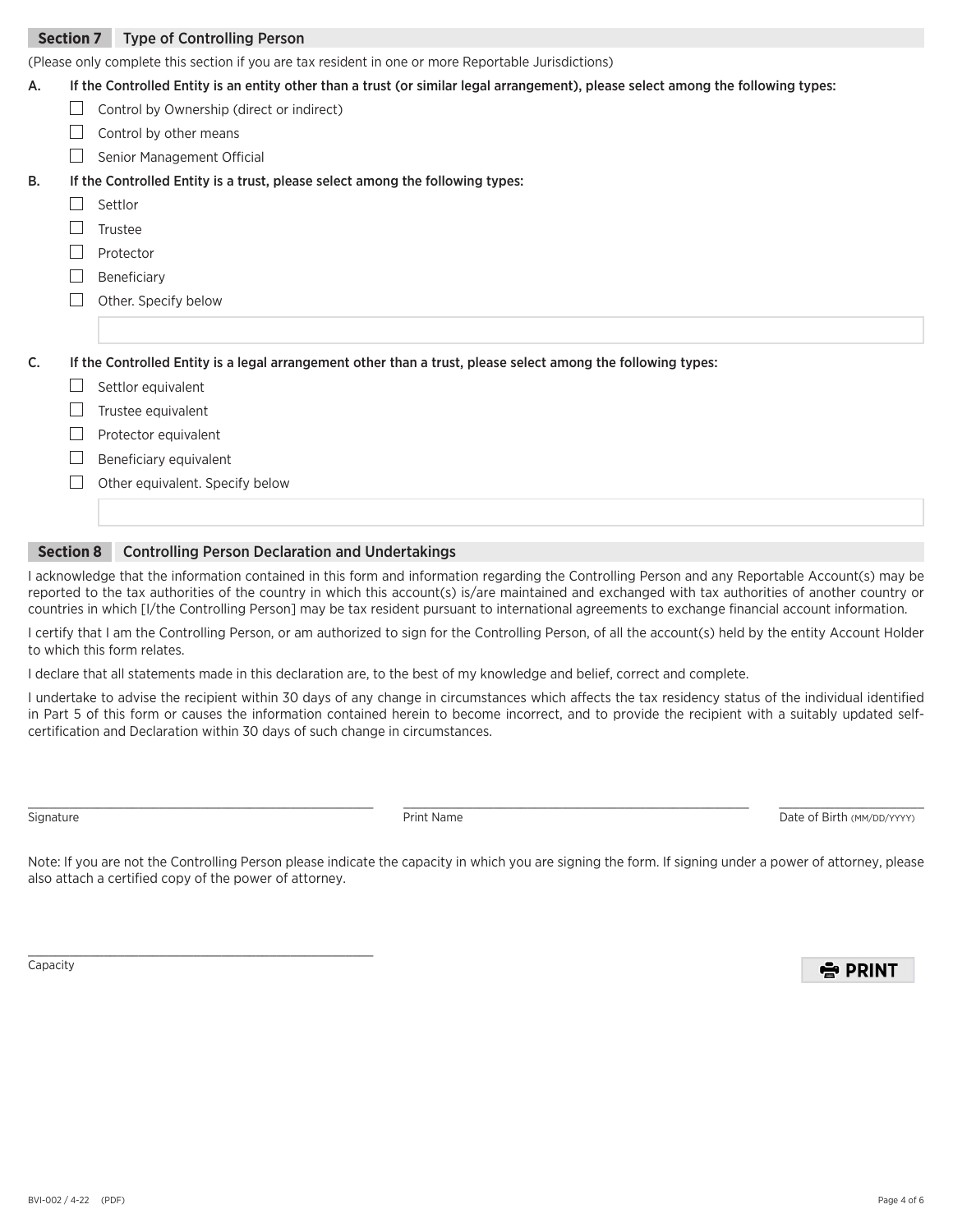## Section 7 Type of Controlling Person

(Please only complete this section if you are tax resident in one or more Reportable Jurisdictions)

**A. If the Controlled Entity is an entity other than a trust (or similar legal arrangement), please select among the following types:**

- ☐ Control by Ownership (direct or indirect)
- ☐ Control by other means
- ☐ Senior Management Official

**B. If the Controlled Entity is a trust, please select among the following types:**

- ☐ Settlor
- ☐ Trustee
- ☐ Protector
- ☐ Beneficiary
- ☐ Other. Specify below

______________________________

**C. If the Controlled Entity is a legal arrangement other than a trust, please select among the following types:**

- ☐ Settlor equivalent
- ☐ Trustee equivalent
- ☐ Protector equivalent
- ☐ Beneficiary equivalent
- ☐ Other equivalent. Specify below

______________________________

## Section 8 Controlling Person Declaration and Undertakings

I acknowledge that the information contained in this form and information regarding the Controlling Person and any Reportable Account(s) may be reported to the tax authorities of the country in which this account(s) is/are maintained and exchanged with tax authorities of another country or countries in which [I/the Controlling Person] may be tax resident pursuant to international agreements to exchange financial account information.

I certify that I am the Controlling Person, or am authorized to sign for the Controlling Person, of all the account(s) held by the entity Account Holder to which this form relates.

I declare that all statements made in this declaration are, to the best of my knowledge and belief, correct and complete.

I undertake to advise the recipient within 30 days of any change in circumstances which affects the tax residency status of the individual identified in Part 5 of this form or causes the information contained herein to become incorrect, and to provide the recipient with a suitably updated self-certification and Declaration within 30 days of such change in circumstances.

______________________________ ______________________________ ______________________________

Signature | Print Name | Date of Birth (MM/DD/YYYY)

Note: If you are not the Controlling Person please indicate the capacity in which you are signing the form. If signing under a power of attorney, please also attach a certified copy of the power of attorney.

______________________________

Capacity

PRINT

BVI-002 / 4-22 (PDF)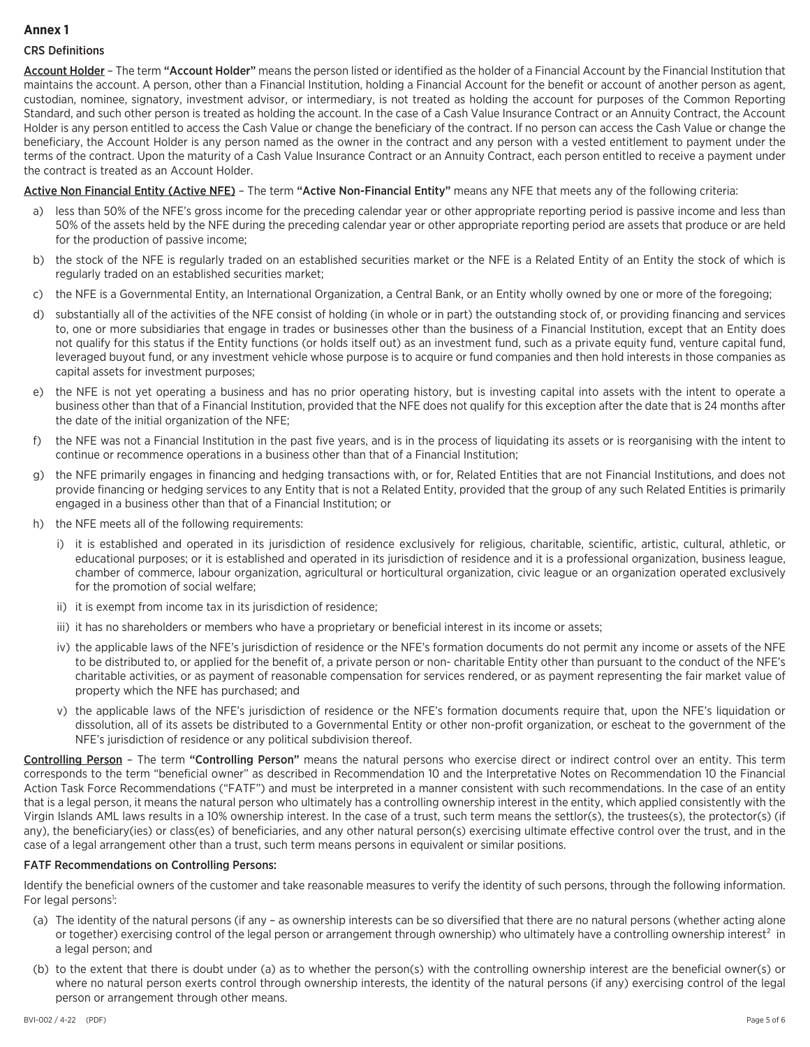## Annex 1

### CRS Definitions

**Account Holder** – The term **"Account Holder"** means the person listed or identified as the holder of a Financial Account by the Financial Institution that maintains the account. A person, other than a Financial Institution, holding a Financial Account for the benefit or account of another person as agent, custodian, nominee, signatory, investment advisor, or intermediary, is not treated as holding the account for purposes of the Common Reporting Standard, and such other person is treated as holding the account. In the case of a Cash Value Insurance Contract or an Annuity Contract, the Account Holder is any person entitled to access the Cash Value or change the beneficiary of the contract. If no person can access the Cash Value or change the beneficiary, the Account Holder is any person named as the owner in the contract and any person with a vested entitlement to payment under the terms of the contract. Upon the maturity of a Cash Value Insurance Contract or an Annuity Contract, each person entitled to receive a payment under the contract is treated as an Account Holder.

**Active Non Financial Entity (Active NFE)** – The term **"Active Non-Financial Entity"** means any NFE that meets any of the following criteria:

a) less than 50% of the NFE's gross income for the preceding calendar year or other appropriate reporting period is passive income and less than 50% of the assets held by the NFE during the preceding calendar year or other appropriate reporting period are assets that produce or are held for the production of passive income;

b) the stock of the NFE is regularly traded on an established securities market or the NFE is a Related Entity of an Entity the stock of which is regularly traded on an established securities market;

c) the NFE is a Governmental Entity, an International Organization, a Central Bank, or an Entity wholly owned by one or more of the foregoing;

d) substantially all of the activities of the NFE consist of holding (in whole or in part) the outstanding stock of, or providing financing and services to, one or more subsidiaries that engage in trades or businesses other than the business of a Financial Institution, except that an Entity does not qualify for this status if the Entity functions (or holds itself out) as an investment fund, such as a private equity fund, venture capital fund, leveraged buyout fund, or any investment vehicle whose purpose is to acquire or fund companies and then hold interests in those companies as capital assets for investment purposes;

e) the NFE is not yet operating a business and has no prior operating history, but is investing capital into assets with the intent to operate a business other than that of a Financial Institution, provided that the NFE does not qualify for this exception after the date that is 24 months after the date of the initial organization of the NFE;

f) the NFE was not a Financial Institution in the past five years, and is in the process of liquidating its assets or is reorganising with the intent to continue or recommence operations in a business other than that of a Financial Institution;

g) the NFE primarily engages in financing and hedging transactions with, or for, Related Entities that are not Financial Institutions, and does not provide financing or hedging services to any Entity that is not a Related Entity, provided that the group of any such Related Entities is primarily engaged in a business other than that of a Financial Institution; or

h) the NFE meets all of the following requirements:

   i) it is established and operated in its jurisdiction of residence exclusively for religious, charitable, scientific, artistic, cultural, athletic, or educational purposes; or it is established and operated in its jurisdiction of residence and it is a professional organization, business league, chamber of commerce, labour organization, agricultural or horticultural organization, civic league or an organization operated exclusively for the promotion of social welfare;

   ii) it is exempt from income tax in its jurisdiction of residence;

   iii) it has no shareholders or members who have a proprietary or beneficial interest in its income or assets;

   iv) the applicable laws of the NFE's jurisdiction of residence or the NFE's formation documents do not permit any income or assets of the NFE to be distributed to, or applied for the benefit of, a private person or non- charitable Entity other than pursuant to the conduct of the NFE's charitable activities, or as payment of reasonable compensation for services rendered, or as payment representing the fair market value of property which the NFE has purchased; and

   v) the applicable laws of the NFE's jurisdiction of residence or the NFE's formation documents require that, upon the NFE's liquidation or dissolution, all of its assets be distributed to a Governmental Entity or other non-profit organization, or escheat to the government of the NFE's jurisdiction of residence or any political subdivision thereof.

**Controlling Person** – The term **"Controlling Person"** means the natural persons who exercise direct or indirect control over an entity. This term corresponds to the term "beneficial owner" as described in Recommendation 10 and the Interpretative Notes on Recommendation 10 the Financial Action Task Force Recommendations ("FATF") and must be interpreted in a manner consistent with such recommendations. In the case of an entity that is a legal person, it means the natural person who ultimately has a controlling ownership interest in the entity, which applied consistently with the Virgin Islands AML laws results in a 10% ownership interest. In the case of a trust, such term means the settlor(s), the trustees(s), the protector(s) (if any), the beneficiary(ies) or class(es) of beneficiaries, and any other natural person(s) exercising ultimate effective control over the trust, and in the case of a legal arrangement other than a trust, such term means persons in equivalent or similar positions.

### FATF Recommendations on Controlling Persons:

Identify the beneficial owners of the customer and take reasonable measures to verify the identity of such persons, through the following information. For legal persons[1]:

(a) The identity of the natural persons (if any – as ownership interests can be so diversified that there are no natural persons (whether acting alone or together) exercising control of the legal person or arrangement through ownership) who ultimately have a controlling ownership interest[2] in a legal person; and

(b) to the extent that there is doubt under (a) as to whether the person(s) with the controlling ownership interest are the beneficial owner(s) or where no natural person exerts control through ownership interests, the identity of the natural persons (if any) exercising control of the legal person or arrangement through other means.

BVI-002 / 4-22 (PDF)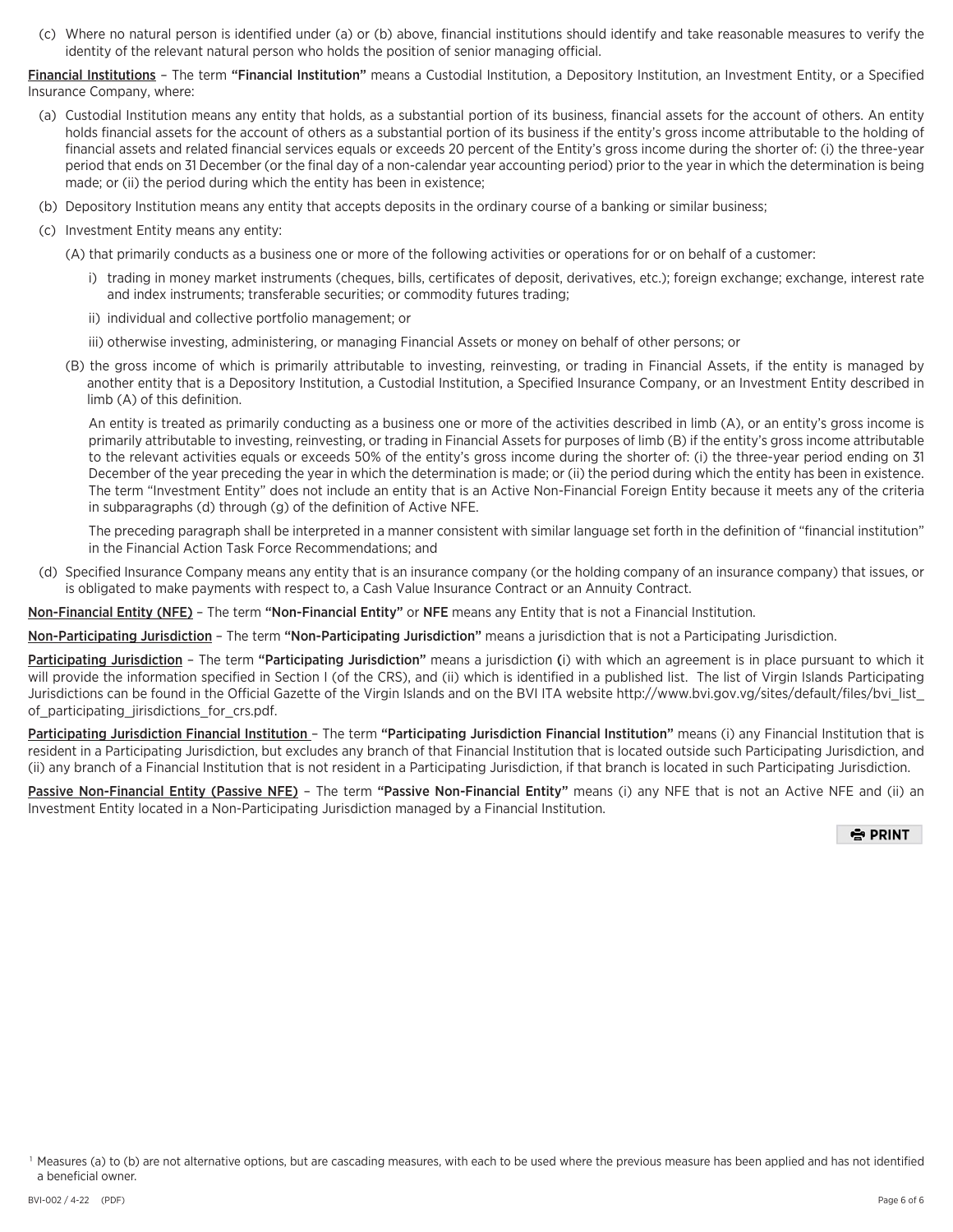(c) Where no natural person is identified under (a) or (b) above, financial institutions should identify and take reasonable measures to verify the identity of the relevant natural person who holds the position of senior managing official.

Financial Institutions – The term **"Financial Institution"** means a Custodial Institution, a Depository Institution, an Investment Entity, or a Specified Insurance Company, where:

(a) Custodial Institution means any entity that holds, as a substantial portion of its business, financial assets for the account of others. An entity holds financial assets for the account of others as a substantial portion of its business if the entity's gross income attributable to the holding of financial assets and related financial services equals or exceeds 20 percent of the Entity's gross income during the shorter of: (i) the three-year period that ends on 31 December (or the final day of a non-calendar year accounting period) prior to the year in which the determination is being made; or (ii) the period during which the entity has been in existence;

(b) Depository Institution means any entity that accepts deposits in the ordinary course of a banking or similar business;

(c) Investment Entity means any entity:

(A) that primarily conducts as a business one or more of the following activities or operations for or on behalf of a customer:

i) trading in money market instruments (cheques, bills, certificates of deposit, derivatives, etc.); foreign exchange; exchange, interest rate and index instruments; transferable securities; or commodity futures trading;

ii) individual and collective portfolio management; or

iii) otherwise investing, administering, or managing Financial Assets or money on behalf of other persons; or

(B) the gross income of which is primarily attributable to investing, reinvesting, or trading in Financial Assets, if the entity is managed by another entity that is a Depository Institution, a Custodial Institution, a Specified Insurance Company, or an Investment Entity described in limb (A) of this definition.

An entity is treated as primarily conducting as a business one or more of the activities described in limb (A), or an entity's gross income is primarily attributable to investing, reinvesting, or trading in Financial Assets for purposes of limb (B) if the entity's gross income attributable to the relevant activities equals or exceeds 50% of the entity's gross income during the shorter of: (i) the three-year period ending on 31 December of the year preceding the year in which the determination is made; or (ii) the period during which the entity has been in existence. The term "Investment Entity" does not include an entity that is an Active Non-Financial Foreign Entity because it meets any of the criteria in subparagraphs (d) through (g) of the definition of Active NFE.

The preceding paragraph shall be interpreted in a manner consistent with similar language set forth in the definition of "financial institution" in the Financial Action Task Force Recommendations; and

(d) Specified Insurance Company means any entity that is an insurance company (or the holding company of an insurance company) that issues, or is obligated to make payments with respect to, a Cash Value Insurance Contract or an Annuity Contract.

Non-Financial Entity (NFE) – The term **"Non-Financial Entity"** or **NFE** means any Entity that is not a Financial Institution.

Non-Participating Jurisdiction – The term **"Non-Participating Jurisdiction"** means a jurisdiction that is not a Participating Jurisdiction.

Participating Jurisdiction – The term **"Participating Jurisdiction"** means a jurisdiction (i) with which an agreement is in place pursuant to which it will provide the information specified in Section I (of the CRS), and (ii) which is identified in a published list. The list of Virgin Islands Participating Jurisdictions can be found in the Official Gazette of the Virgin Islands and on the BVI ITA website http://www.bvi.gov.vg/sites/default/files/bvi_list_of_participating_jirisdictions_for_crs.pdf.

Participating Jurisdiction Financial Institution – The term **"Participating Jurisdiction Financial Institution"** means (i) any Financial Institution that is resident in a Participating Jurisdiction, but excludes any branch of that Financial Institution that is located outside such Participating Jurisdiction, and (ii) any branch of a Financial Institution that is not resident in a Participating Jurisdiction, if that branch is located in such Participating Jurisdiction.

Passive Non-Financial Entity (Passive NFE) – The term **"Passive Non-Financial Entity"** means (i) any NFE that is not an Active NFE and (ii) an Investment Entity located in a Non-Participating Jurisdiction managed by a Financial Institution.

PRINT

[1] Measures (a) to (b) are not alternative options, but are cascading measures, with each to be used where the previous measure has been applied and has not identified a beneficial owner.

BVI-002 / 4-22 (PDF)